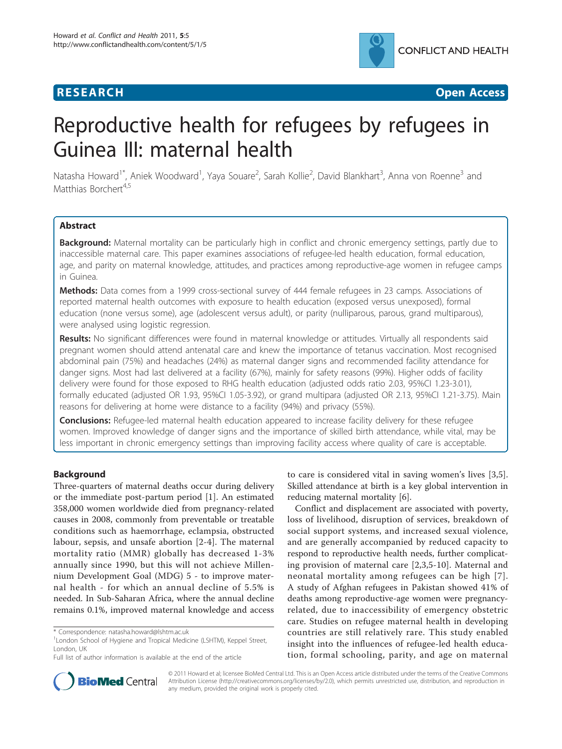**RESEARCH** **Open Access**

# Reproductive health for refugees by refugees in Guinea III: maternal health

Natasha Howard[1*], Aniek Woodward[1], Yaya Souare[2], Sarah Kollie[2], David Blankhart[3], Anna von Roenne[3] and Matthias Borchert[4,5]

## Abstract

**Background:** Maternal mortality can be particularly high in conflict and chronic emergency settings, partly due to inaccessible maternal care. This paper examines associations of refugee-led health education, formal education, age, and parity on maternal knowledge, attitudes, and practices among reproductive-age women in refugee camps in Guinea.

**Methods:** Data comes from a 1999 cross-sectional survey of 444 female refugees in 23 camps. Associations of reported maternal health outcomes with exposure to health education (exposed versus unexposed), formal education (none versus some), age (adolescent versus adult), or parity (nulliparous, parous, grand multiparous), were analysed using logistic regression.

**Results:** No significant differences were found in maternal knowledge or attitudes. Virtually all respondents said pregnant women should attend antenatal care and knew the importance of tetanus vaccination. Most recognised abdominal pain (75%) and headaches (24%) as maternal danger signs and recommended facility attendance for danger signs. Most had last delivered at a facility (67%), mainly for safety reasons (99%). Higher odds of facility delivery were found for those exposed to RHG health education (adjusted odds ratio 2.03, 95%CI 1.23-3.01), formally educated (adjusted OR 1.93, 95%CI 1.05-3.92), or grand multipara (adjusted OR 2.13, 95%CI 1.21-3.75). Main reasons for delivering at home were distance to a facility (94%) and privacy (55%).

**Conclusions:** Refugee-led maternal health education appeared to increase facility delivery for these refugee women. Improved knowledge of danger signs and the importance of skilled birth attendance, while vital, may be less important in chronic emergency settings than improving facility access where quality of care is acceptable.

## Background

Three-quarters of maternal deaths occur during delivery or the immediate post-partum period [1]. An estimated 358,000 women worldwide died from pregnancy-related causes in 2008, commonly from preventable or treatable conditions such as haemorrhage, eclampsia, obstructed labour, sepsis, and unsafe abortion [2-4]. The maternal mortality ratio (MMR) globally has decreased 1-3% annually since 1990, but this will not achieve Millennium Development Goal (MDG) 5 - to improve maternal health - for which an annual decline of 5.5% is needed. In Sub-Saharan Africa, where the annual decline remains 0.1%, improved maternal knowledge and access to care is considered vital in saving women's lives [3,5]. Skilled attendance at birth is a key global intervention in reducing maternal mortality [6].

Conflict and displacement are associated with poverty, loss of livelihood, disruption of services, breakdown of social support systems, and increased sexual violence, and are generally accompanied by reduced capacity to respond to reproductive health needs, further complicating provision of maternal care [2,3,5-10]. Maternal and neonatal mortality among refugees can be high [7]. A study of Afghan refugees in Pakistan showed 41% of deaths among reproductive-age women were pregnancy-related, due to inaccessibility of emergency obstetric care. Studies on refugee maternal health in developing countries are still relatively rare. This study enabled insight into the influences of refugee-led health education, formal schooling, parity, and age on maternal

\* Correspondence: natasha.howard@lshtm.ac.uk
[1]London School of Hygiene and Tropical Medicine (LSHTM), Keppel Street, London, UK
Full list of author information is available at the end of the article

© 2011 Howard et al; licensee BioMed Central Ltd. This is an Open Access article distributed under the terms of the Creative Commons Attribution License (http://creativecommons.org/licenses/by/2.0), which permits unrestricted use, distribution, and reproduction in any medium, provided the original work is properly cited.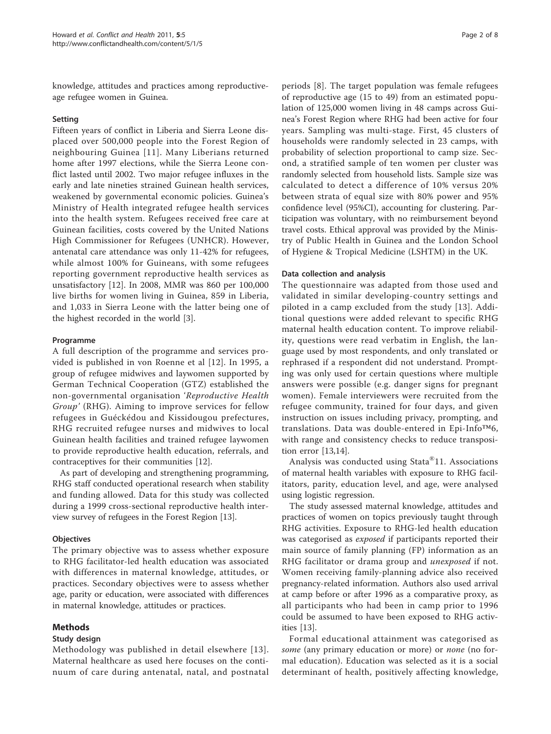knowledge, attitudes and practices among reproductive-age refugee women in Guinea.

### Setting

Fifteen years of conflict in Liberia and Sierra Leone displaced over 500,000 people into the Forest Region of neighbouring Guinea [11]. Many Liberians returned home after 1997 elections, while the Sierra Leone conflict lasted until 2002. Two major refugee influxes in the early and late nineties strained Guinean health services, weakened by governmental economic policies. Guinea's Ministry of Health integrated refugee health services into the health system. Refugees received free care at Guinean facilities, costs covered by the United Nations High Commissioner for Refugees (UNHCR). However, antenatal care attendance was only 11-42% for refugees, while almost 100% for Guineans, with some refugees reporting government reproductive health services as unsatisfactory [12]. In 2008, MMR was 860 per 100,000 live births for women living in Guinea, 859 in Liberia, and 1,033 in Sierra Leone with the latter being one of the highest recorded in the world [3].

### Programme

A full description of the programme and services provided is published in von Roenne et al [12]. In 1995, a group of refugee midwives and laywomen supported by German Technical Cooperation (GTZ) established the non-governmental organisation '*Reproductive Health Group*' (RHG). Aiming to improve services for fellow refugees in Guéckédou and Kissidougou prefectures, RHG recruited refugee nurses and midwives to local Guinean health facilities and trained refugee laywomen to provide reproductive health education, referrals, and contraceptives for their communities [12].

As part of developing and strengthening programming, RHG staff conducted operational research when stability and funding allowed. Data for this study was collected during a 1999 cross-sectional reproductive health interview survey of refugees in the Forest Region [13].

### Objectives

The primary objective was to assess whether exposure to RHG facilitator-led health education was associated with differences in maternal knowledge, attitudes, or practices. Secondary objectives were to assess whether age, parity or education, were associated with differences in maternal knowledge, attitudes or practices.

## Methods

### Study design

Methodology was published in detail elsewhere [13]. Maternal healthcare as used here focuses on the continuum of care during antenatal, natal, and postnatal periods [8]. The target population was female refugees of reproductive age (15 to 49) from an estimated population of 125,000 women living in 48 camps across Guinea's Forest Region where RHG had been active for four years. Sampling was multi-stage. First, 45 clusters of households were randomly selected in 23 camps, with probability of selection proportional to camp size. Second, a stratified sample of ten women per cluster was randomly selected from household lists. Sample size was calculated to detect a difference of 10% versus 20% between strata of equal size with 80% power and 95% confidence level (95%CI), accounting for clustering. Participation was voluntary, with no reimbursement beyond travel costs. Ethical approval was provided by the Ministry of Public Health in Guinea and the London School of Hygiene & Tropical Medicine (LSHTM) in the UK.

### Data collection and analysis

The questionnaire was adapted from those used and validated in similar developing-country settings and piloted in a camp excluded from the study [13]. Additional questions were added relevant to specific RHG maternal health education content. To improve reliability, questions were read verbatim in English, the language used by most respondents, and only translated or rephrased if a respondent did not understand. Prompting was only used for certain questions where multiple answers were possible (e.g. danger signs for pregnant women). Female interviewers were recruited from the refugee community, trained for four days, and given instruction on issues including privacy, prompting, and translations. Data was double-entered in Epi-Info™6, with range and consistency checks to reduce transposition error [13,14].

Analysis was conducted using Stata®11. Associations of maternal health variables with exposure to RHG facilitators, parity, education level, and age, were analysed using logistic regression.

The study assessed maternal knowledge, attitudes and practices of women on topics previously taught through RHG activities. Exposure to RHG-led health education was categorised as *exposed* if participants reported their main source of family planning (FP) information as an RHG facilitator or drama group and *unexposed* if not. Women receiving family-planning advice also received pregnancy-related information. Authors also used arrival at camp before or after 1996 as a comparative proxy, as all participants who had been in camp prior to 1996 could be assumed to have been exposed to RHG activities [13].

Formal educational attainment was categorised as *some* (any primary education or more) or *none* (no formal education). Education was selected as it is a social determinant of health, positively affecting knowledge,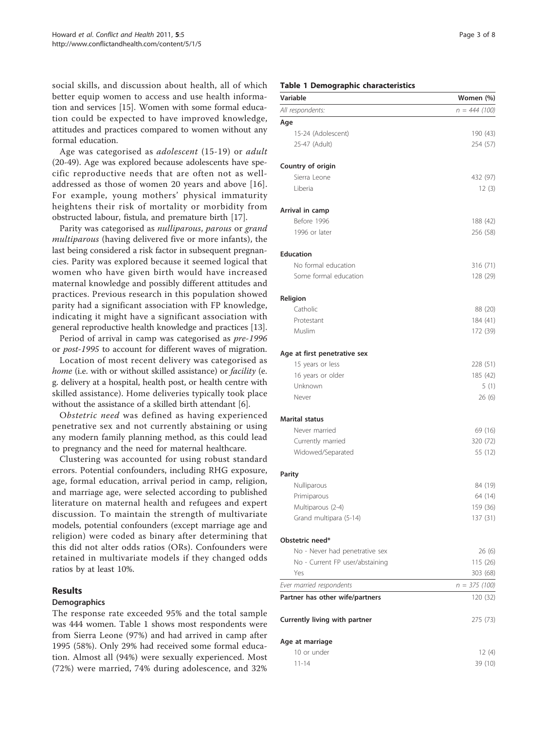social skills, and discussion about health, all of which better equip women to access and use health information and services [15]. Women with some formal education could be expected to have improved knowledge, attitudes and practices compared to women without any formal education.

Age was categorised as *adolescent* (15-19) or *adult* (20-49). Age was explored because adolescents have specific reproductive needs that are often not as well-addressed as those of women 20 years and above [16]. For example, young mothers' physical immaturity heightens their risk of mortality or morbidity from obstructed labour, fistula, and premature birth [17].

Parity was categorised as *nulliparous*, *parous* or *grand multiparous* (having delivered five or more infants), the last being considered a risk factor in subsequent pregnancies. Parity was explored because it seemed logical that women who have given birth would have increased maternal knowledge and possibly different attitudes and practices. Previous research in this population showed parity had a significant association with FP knowledge, indicating it might have a significant association with general reproductive health knowledge and practices [13].

Period of arrival in camp was categorised as *pre-1996* or *post-1995* to account for different waves of migration.

Location of most recent delivery was categorised as *home* (i.e. with or without skilled assistance) or *facility* (e.g. delivery at a hospital, health post, or health centre with skilled assistance). Home deliveries typically took place without the assistance of a skilled birth attendant [6].

*Obstetric need* was defined as having experienced penetrative sex and not currently abstaining or using any modern family planning method, as this could lead to pregnancy and the need for maternal healthcare.

Clustering was accounted for using robust standard errors. Potential confounders, including RHG exposure, age, formal education, arrival period in camp, religion, and marriage age, were selected according to published literature on maternal health and refugees and expert discussion. To maintain the strength of multivariate models, potential confounders (except marriage age and religion) were coded as binary after determining that this did not alter odds ratios (ORs). Confounders were retained in multivariate models if they changed odds ratios by at least 10%.

## Results

### Demographics

The response rate exceeded 95% and the total sample was 444 women. Table 1 shows most respondents were from Sierra Leone (97%) and had arrived in camp after 1995 (58%). Only 29% had received some formal education. Almost all (94%) were sexually experienced. Most (72%) were married, 74% during adolescence, and 32%

**Table 1 Demographic characteristics**

| Variable | Women (%) |
|---|---|
| *All respondents:* | *n = 444 (100)* |
| **Age** | |
| 15-24 (Adolescent) | 190 (43) |
| 25-47 (Adult) | 254 (57) |
| **Country of origin** | |
| Sierra Leone | 432 (97) |
| Liberia | 12 (3) |
| **Arrival in camp** | |
| Before 1996 | 188 (42) |
| 1996 or later | 256 (58) |
| **Education** | |
| No formal education | 316 (71) |
| Some formal education | 128 (29) |
| **Religion** | |
| Catholic | 88 (20) |
| Protestant | 184 (41) |
| Muslim | 172 (39) |
| **Age at first penetrative sex** | |
| 15 years or less | 228 (51) |
| 16 years or older | 185 (42) |
| Unknown | 5 (1) |
| Never | 26 (6) |
| **Marital status** | |
| Never married | 69 (16) |
| Currently married | 320 (72) |
| Widowed/Separated | 55 (12) |
| **Parity** | |
| Nulliparous | 84 (19) |
| Primiparous | 64 (14) |
| Multiparous (2-4) | 159 (36) |
| Grand multipara (5-14) | 137 (31) |
| **Obstetric need*** | |
| No - Never had penetrative sex | 26 (6) |
| No - Current FP user/abstaining | 115 (26) |
| Yes | 303 (68) |
| *Ever married respondents* | *n = 375 (100)* |
| **Partner has other wife/partners** | 120 (32) |
| **Currently living with partner** | 275 (73) |
| **Age at marriage** | |
| 10 or under | 12 (4) |
| 11-14 | 39 (10) |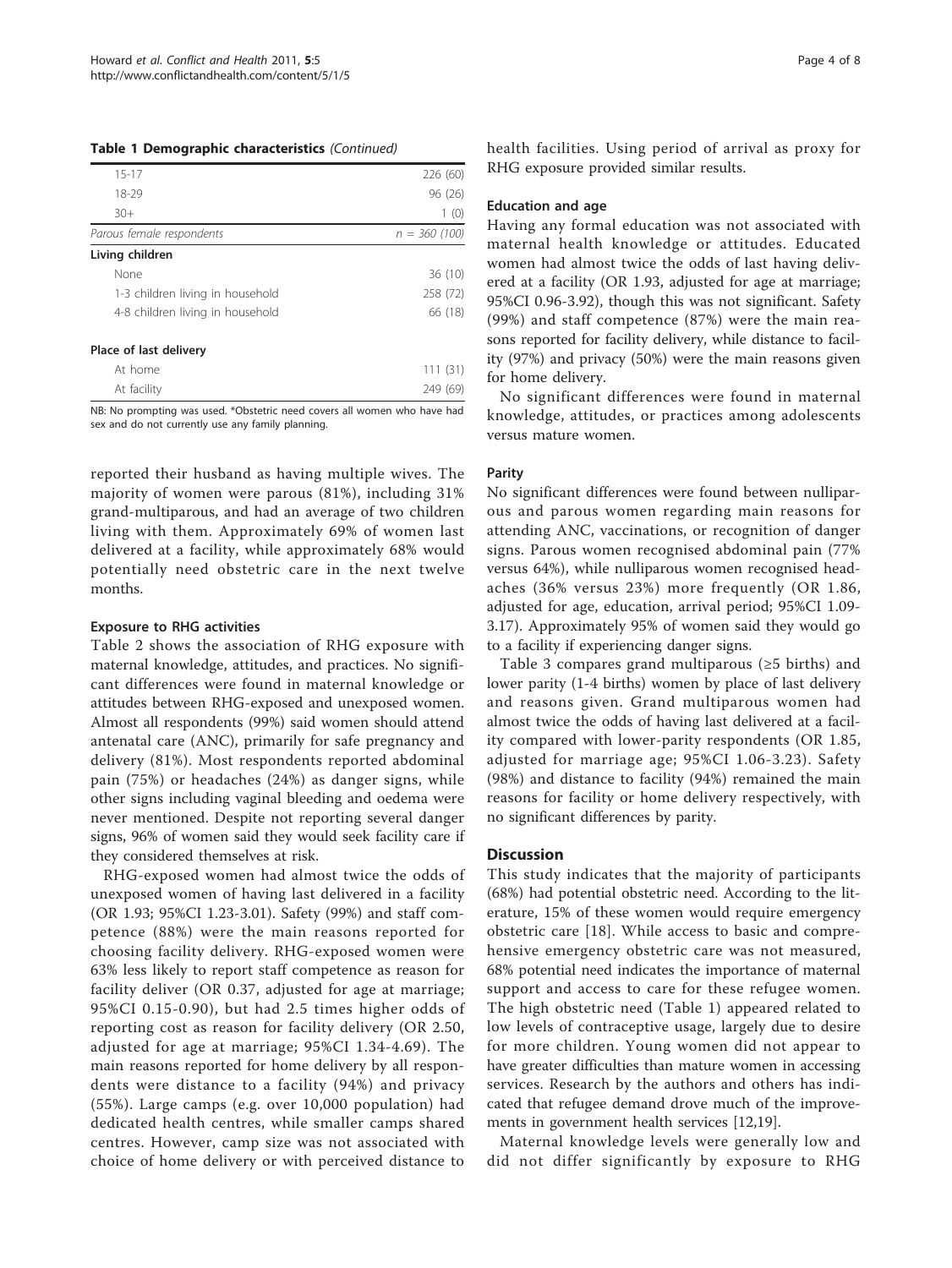**Table 1 Demographic characteristics** *(Continued)*

| | |
|---|---|
| 15-17 | 226 (60) |
| 18-29 | 96 (26) |
| 30+ | 1 (0) |
| *Parous female respondents* | *n = 360 (100)* |
| **Living children** | |
| None | 36 (10) |
| 1-3 children living in household | 258 (72) |
| 4-8 children living in household | 66 (18) |
| **Place of last delivery** | |
| At home | 111 (31) |
| At facility | 249 (69) |

NB: No prompting was used. *Obstetric need covers all women who have had sex and do not currently use any family planning.

reported their husband as having multiple wives. The majority of women were parous (81%), including 31% grand-multiparous, and had an average of two children living with them. Approximately 69% of women last delivered at a facility, while approximately 68% would potentially need obstetric care in the next twelve months.

#### Exposure to RHG activities

Table 2 shows the association of RHG exposure with maternal knowledge, attitudes, and practices. No significant differences were found in maternal knowledge or attitudes between RHG-exposed and unexposed women. Almost all respondents (99%) said women should attend antenatal care (ANC), primarily for safe pregnancy and delivery (81%). Most respondents reported abdominal pain (75%) or headaches (24%) as danger signs, while other signs including vaginal bleeding and oedema were never mentioned. Despite not reporting several danger signs, 96% of women said they would seek facility care if they considered themselves at risk.

RHG-exposed women had almost twice the odds of unexposed women of having last delivered in a facility (OR 1.93; 95%CI 1.23-3.01). Safety (99%) and staff competence (88%) were the main reasons reported for choosing facility delivery. RHG-exposed women were 63% less likely to report staff competence as reason for facility deliver (OR 0.37, adjusted for age at marriage; 95%CI 0.15-0.90), but had 2.5 times higher odds of reporting cost as reason for facility delivery (OR 2.50, adjusted for age at marriage; 95%CI 1.34-4.69). The main reasons reported for home delivery by all respondents were distance to a facility (94%) and privacy (55%). Large camps (e.g. over 10,000 population) had dedicated health centres, while smaller camps shared centres. However, camp size was not associated with choice of home delivery or with perceived distance to health facilities. Using period of arrival as proxy for RHG exposure provided similar results.

#### Education and age

Having any formal education was not associated with maternal health knowledge or attitudes. Educated women had almost twice the odds of last having delivered at a facility (OR 1.93, adjusted for age at marriage; 95%CI 0.96-3.92), though this was not significant. Safety (99%) and staff competence (87%) were the main reasons reported for facility delivery, while distance to facility (97%) and privacy (50%) were the main reasons given for home delivery.

No significant differences were found in maternal knowledge, attitudes, or practices among adolescents versus mature women.

#### Parity

No significant differences were found between nulliparous and parous women regarding main reasons for attending ANC, vaccinations, or recognition of danger signs. Parous women recognised abdominal pain (77% versus 64%), while nulliparous women recognised headaches (36% versus 23%) more frequently (OR 1.86, adjusted for age, education, arrival period; 95%CI 1.09-3.17). Approximately 95% of women said they would go to a facility if experiencing danger signs.

Table 3 compares grand multiparous (≥5 births) and lower parity (1-4 births) women by place of last delivery and reasons given. Grand multiparous women had almost twice the odds of having last delivered at a facility compared with lower-parity respondents (OR 1.85, adjusted for marriage age; 95%CI 1.06-3.23). Safety (98%) and distance to facility (94%) remained the main reasons for facility or home delivery respectively, with no significant differences by parity.

### Discussion

This study indicates that the majority of participants (68%) had potential obstetric need. According to the literature, 15% of these women would require emergency obstetric care [18]. While access to basic and comprehensive emergency obstetric care was not measured, 68% potential need indicates the importance of maternal support and access to care for these refugee women. The high obstetric need (Table 1) appeared related to low levels of contraceptive usage, largely due to desire for more children. Young women did not appear to have greater difficulties than mature women in accessing services. Research by the authors and others has indicated that refugee demand drove much of the improvements in government health services [12,19].

Maternal knowledge levels were generally low and did not differ significantly by exposure to RHG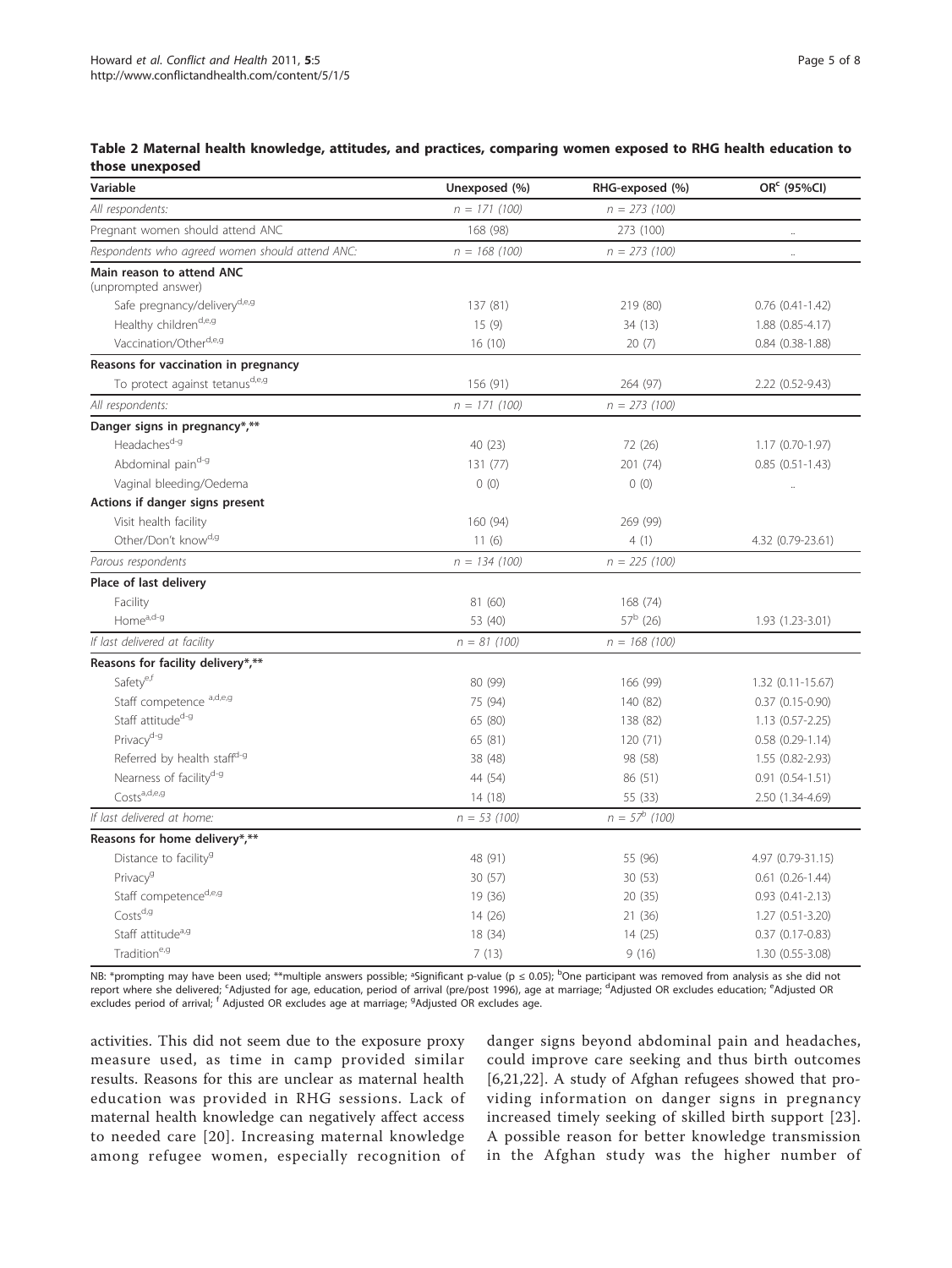**Table 2 Maternal health knowledge, attitudes, and practices, comparing women exposed to RHG health education to those unexposed**

| Variable | Unexposed (%) | RHG-exposed (%) | OR[c] (95%CI) |
|---|---|---|---|
| *All respondents:* | *n = 171 (100)* | *n = 273 (100)* | |
| Pregnant women should attend ANC | 168 (98) | 273 (100) | .. |
| *Respondents who agreed women should attend ANC:* | *n = 168 (100)* | *n = 273 (100)* | .. |
| **Main reason to attend ANC** (unprompted answer) | | | |
| Safe pregnancy/delivery[d,e,g] | 137 (81) | 219 (80) | 0.76 (0.41-1.42) |
| Healthy children[d,e,g] | 15 (9) | 34 (13) | 1.88 (0.85-4.17) |
| Vaccination/Other[d,e,g] | 16 (10) | 20 (7) | 0.84 (0.38-1.88) |
| **Reasons for vaccination in pregnancy** | | | |
| To protect against tetanus[d,e,g] | 156 (91) | 264 (97) | 2.22 (0.52-9.43) |
| *All respondents:* | *n = 171 (100)* | *n = 273 (100)* | |
| **Danger signs in pregnancy*,**** | | | |
| Headaches[d-g] | 40 (23) | 72 (26) | 1.17 (0.70-1.97) |
| Abdominal pain[d-g] | 131 (77) | 201 (74) | 0.85 (0.51-1.43) |
| Vaginal bleeding/Oedema | 0 (0) | 0 (0) | .. |
| **Actions if danger signs present** | | | |
| Visit health facility | 160 (94) | 269 (99) | |
| Other/Don't know[d,g] | 11 (6) | 4 (1) | 4.32 (0.79-23.61) |
| *Parous respondents* | *n = 134 (100)* | *n = 225 (100)* | |
| **Place of last delivery** | | | |
| Facility | 81 (60) | 168 (74) | |
| Home[a,d-g] | 53 (40) | 57[b] (26) | 1.93 (1.23-3.01) |
| *If last delivered at facility* | *n = 81 (100)* | *n = 168 (100)* | |
| **Reasons for facility delivery*,**** | | | |
| Safety[e,f] | 80 (99) | 166 (99) | 1.32 (0.11-15.67) |
| Staff competence [a,d,e,g] | 75 (94) | 140 (82) | 0.37 (0.15-0.90) |
| Staff attitude[d-g] | 65 (80) | 138 (82) | 1.13 (0.57-2.25) |
| Privacy[d-g] | 65 (81) | 120 (71) | 0.58 (0.29-1.14) |
| Referred by health staff[d-g] | 38 (48) | 98 (58) | 1.55 (0.82-2.93) |
| Nearness of facility[d-g] | 44 (54) | 86 (51) | 0.91 (0.54-1.51) |
| Costs[a,d,e,g] | 14 (18) | 55 (33) | 2.50 (1.34-4.69) |
| *If last delivered at home:* | *n = 53 (100)* | *n = 57[b] (100)* | |
| **Reasons for home delivery*,**** | | | |
| Distance to facility[g] | 48 (91) | 55 (96) | 4.97 (0.79-31.15) |
| Privacy[g] | 30 (57) | 30 (53) | 0.61 (0.26-1.44) |
| Staff competence[d,e,g] | 19 (36) | 20 (35) | 0.93 (0.41-2.13) |
| Costs[d,g] | 14 (26) | 21 (36) | 1.27 (0.51-3.20) |
| Staff attitude[a,g] | 18 (34) | 14 (25) | 0.37 (0.17-0.83) |
| Tradition[e,g] | 7 (13) | 9 (16) | 1.30 (0.55-3.08) |

NB: *prompting may have been used; **multiple answers possible; [a]Significant p-value ($p \leq 0.05$); [b]One participant was removed from analysis as she did not report where she delivered; [c]Adjusted for age, education, period of arrival (pre/post 1996), age at marriage; [d]Adjusted OR excludes education; [e]Adjusted OR excludes period of arrival; [f] Adjusted OR excludes age at marriage; [g]Adjusted OR excludes age.

activities. This did not seem due to the exposure proxy measure used, as time in camp provided similar results. Reasons for this are unclear as maternal health education was provided in RHG sessions. Lack of maternal health knowledge can negatively affect access to needed care [20]. Increasing maternal knowledge among refugee women, especially recognition of danger signs beyond abdominal pain and headaches, could improve care seeking and thus birth outcomes [6,21,22]. A study of Afghan refugees showed that providing information on danger signs in pregnancy increased timely seeking of skilled birth support [23]. A possible reason for better knowledge transmission in the Afghan study was the higher number of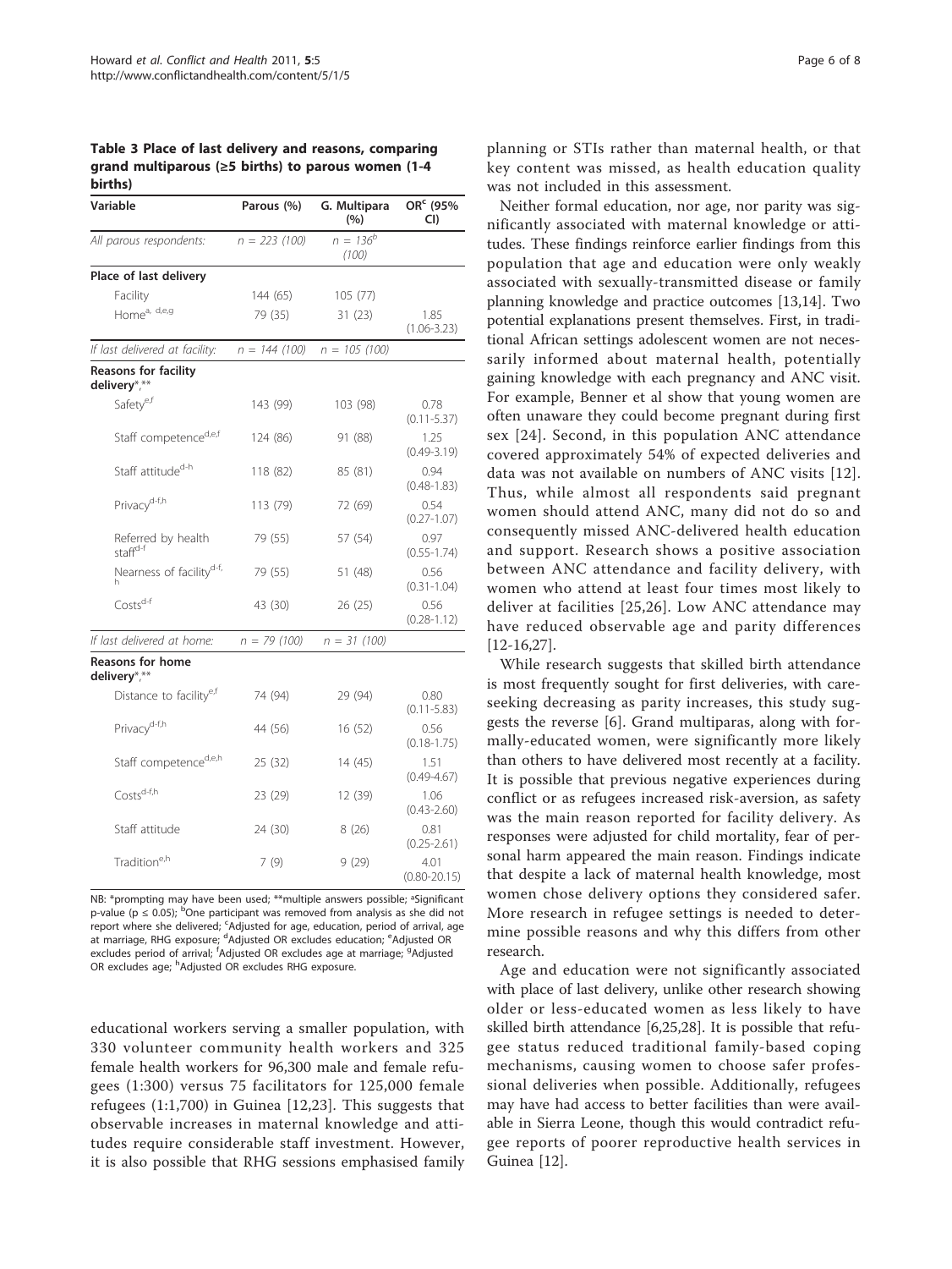**Table 3 Place of last delivery and reasons, comparing grand multiparous (≥5 births) to parous women (1-4 births)**

| Variable | Parous (%) | G. Multipara (%) | OR[c] (95% CI) |
|---|---|---|---|
| *All parous respondents:* | *n = 223 (100)* | *n = 136[b] (100)* | |
| **Place of last delivery** | | | |
| Facility | 144 (65) | 105 (77) | |
| Home[a, d,e,g] | 79 (35) | 31 (23) | 1.85 (1.06-3.23) |
| *If last delivered at facility:* | *n = 144 (100)* | *n = 105 (100)* | |
| **Reasons for facility delivery*,**** | | | |
| Safety[e,f] | 143 (99) | 103 (98) | 0.78 (0.11-5.37) |
| Staff competence[d,e,f] | 124 (86) | 91 (88) | 1.25 (0.49-3.19) |
| Staff attitude[d-h] | 118 (82) | 85 (81) | 0.94 (0.48-1.83) |
| Privacy[d-f,h] | 113 (79) | 72 (69) | 0.54 (0.27-1.07) |
| Referred by health staff[d-f] | 79 (55) | 57 (54) | 0.97 (0.55-1.74) |
| Nearness of facility[d-f, h] | 79 (55) | 51 (48) | 0.56 (0.31-1.04) |
| Costs[d-f] | 43 (30) | 26 (25) | 0.56 (0.28-1.12) |
| *If last delivered at home:* | *n = 79 (100)* | *n = 31 (100)* | |
| **Reasons for home delivery*,**** | | | |
| Distance to facility[e,f] | 74 (94) | 29 (94) | 0.80 (0.11-5.83) |
| Privacy[d-f,h] | 44 (56) | 16 (52) | 0.56 (0.18-1.75) |
| Staff competence[d,e,h] | 25 (32) | 14 (45) | 1.51 (0.49-4.67) |
| Costs[d-f,h] | 23 (29) | 12 (39) | 1.06 (0.43-2.60) |
| Staff attitude | 24 (30) | 8 (26) | 0.81 (0.25-2.61) |
| Tradition[e,h] | 7 (9) | 9 (29) | 4.01 (0.80-20.15) |

NB: *prompting may have been used; **multiple answers possible; [a]Significant p-value (p ≤ 0.05); [b]One participant was removed from analysis as she did not report where she delivered; [c]Adjusted for age, education, period of arrival, age at marriage, RHG exposure; [d]Adjusted OR excludes education; [e]Adjusted OR excludes period of arrival; [f]Adjusted OR excludes age at marriage; [g]Adjusted OR excludes age; [h]Adjusted OR excludes RHG exposure.

educational workers serving a smaller population, with 330 volunteer community health workers and 325 female health workers for 96,300 male and female refugees (1:300) versus 75 facilitators for 125,000 female refugees (1:1,700) in Guinea [12,23]. This suggests that observable increases in maternal knowledge and attitudes require considerable staff investment. However, it is also possible that RHG sessions emphasised family planning or STIs rather than maternal health, or that key content was missed, as health education quality was not included in this assessment.

Neither formal education, nor age, nor parity was significantly associated with maternal knowledge or attitudes. These findings reinforce earlier findings from this population that age and education were only weakly associated with sexually-transmitted disease or family planning knowledge and practice outcomes [13,14]. Two potential explanations present themselves. First, in traditional African settings adolescent women are not necessarily informed about maternal health, potentially gaining knowledge with each pregnancy and ANC visit. For example, Benner et al show that young women are often unaware they could become pregnant during first sex [24]. Second, in this population ANC attendance covered approximately 54% of expected deliveries and data was not available on numbers of ANC visits [12]. Thus, while almost all respondents said pregnant women should attend ANC, many did not do so and consequently missed ANC-delivered health education and support. Research shows a positive association between ANC attendance and facility delivery, with women who attend at least four times most likely to deliver at facilities [25,26]. Low ANC attendance may have reduced observable age and parity differences [12-16,27].

While research suggests that skilled birth attendance is most frequently sought for first deliveries, with care-seeking decreasing as parity increases, this study suggests the reverse [6]. Grand multiparas, along with formally-educated women, were significantly more likely than others to have delivered most recently at a facility. It is possible that previous negative experiences during conflict or as refugees increased risk-aversion, as safety was the main reason reported for facility delivery. As responses were adjusted for child mortality, fear of personal harm appeared the main reason. Findings indicate that despite a lack of maternal health knowledge, most women chose delivery options they considered safer. More research in refugee settings is needed to determine possible reasons and why this differs from other research.

Age and education were not significantly associated with place of last delivery, unlike other research showing older or less-educated women as less likely to have skilled birth attendance [6,25,28]. It is possible that refugee status reduced traditional family-based coping mechanisms, causing women to choose safer professional deliveries when possible. Additionally, refugees may have had access to better facilities than were available in Sierra Leone, though this would contradict refugee reports of poorer reproductive health services in Guinea [12].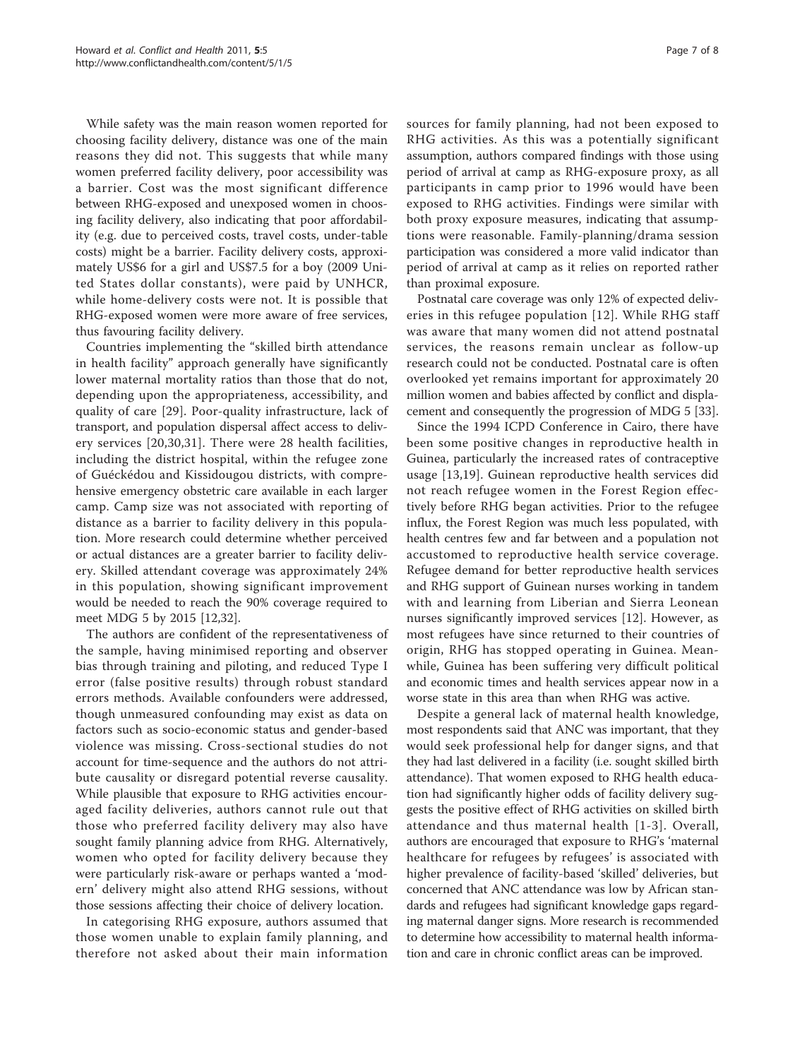While safety was the main reason women reported for choosing facility delivery, distance was one of the main reasons they did not. This suggests that while many women preferred facility delivery, poor accessibility was a barrier. Cost was the most significant difference between RHG-exposed and unexposed women in choosing facility delivery, also indicating that poor affordability (e.g. due to perceived costs, travel costs, under-table costs) might be a barrier. Facility delivery costs, approximately US$6 for a girl and US$7.5 for a boy (2009 United States dollar constants), were paid by UNHCR, while home-delivery costs were not. It is possible that RHG-exposed women were more aware of free services, thus favouring facility delivery.

Countries implementing the "skilled birth attendance in health facility" approach generally have significantly lower maternal mortality ratios than those that do not, depending upon the appropriateness, accessibility, and quality of care [29]. Poor-quality infrastructure, lack of transport, and population dispersal affect access to delivery services [20,30,31]. There were 28 health facilities, including the district hospital, within the refugee zone of Guéckédou and Kissidougou districts, with comprehensive emergency obstetric care available in each larger camp. Camp size was not associated with reporting of distance as a barrier to facility delivery in this population. More research could determine whether perceived or actual distances are a greater barrier to facility delivery. Skilled attendant coverage was approximately 24% in this population, showing significant improvement would be needed to reach the 90% coverage required to meet MDG 5 by 2015 [12,32].

The authors are confident of the representativeness of the sample, having minimised reporting and observer bias through training and piloting, and reduced Type I error (false positive results) through robust standard errors methods. Available confounders were addressed, though unmeasured confounding may exist as data on factors such as socio-economic status and gender-based violence was missing. Cross-sectional studies do not account for time-sequence and the authors do not attribute causality or disregard potential reverse causality. While plausible that exposure to RHG activities encouraged facility deliveries, authors cannot rule out that those who preferred facility delivery may also have sought family planning advice from RHG. Alternatively, women who opted for facility delivery because they were particularly risk-aware or perhaps wanted a 'modern' delivery might also attend RHG sessions, without those sessions affecting their choice of delivery location.

In categorising RHG exposure, authors assumed that those women unable to explain family planning, and therefore not asked about their main information sources for family planning, had not been exposed to RHG activities. As this was a potentially significant assumption, authors compared findings with those using period of arrival at camp as RHG-exposure proxy, as all participants in camp prior to 1996 would have been exposed to RHG activities. Findings were similar with both proxy exposure measures, indicating that assumptions were reasonable. Family-planning/drama session participation was considered a more valid indicator than period of arrival at camp as it relies on reported rather than proximal exposure.

Postnatal care coverage was only 12% of expected deliveries in this refugee population [12]. While RHG staff was aware that many women did not attend postnatal services, the reasons remain unclear as follow-up research could not be conducted. Postnatal care is often overlooked yet remains important for approximately 20 million women and babies affected by conflict and displacement and consequently the progression of MDG 5 [33].

Since the 1994 ICPD Conference in Cairo, there have been some positive changes in reproductive health in Guinea, particularly the increased rates of contraceptive usage [13,19]. Guinean reproductive health services did not reach refugee women in the Forest Region effectively before RHG began activities. Prior to the refugee influx, the Forest Region was much less populated, with health centres few and far between and a population not accustomed to reproductive health service coverage. Refugee demand for better reproductive health services and RHG support of Guinean nurses working in tandem with and learning from Liberian and Sierra Leonean nurses significantly improved services [12]. However, as most refugees have since returned to their countries of origin, RHG has stopped operating in Guinea. Meanwhile, Guinea has been suffering very difficult political and economic times and health services appear now in a worse state in this area than when RHG was active.

Despite a general lack of maternal health knowledge, most respondents said that ANC was important, that they would seek professional help for danger signs, and that they had last delivered in a facility (i.e. sought skilled birth attendance). That women exposed to RHG health education had significantly higher odds of facility delivery suggests the positive effect of RHG activities on skilled birth attendance and thus maternal health [1-3]. Overall, authors are encouraged that exposure to RHG's 'maternal healthcare for refugees by refugees' is associated with higher prevalence of facility-based 'skilled' deliveries, but concerned that ANC attendance was low by African standards and refugees had significant knowledge gaps regarding maternal danger signs. More research is recommended to determine how accessibility to maternal health information and care in chronic conflict areas can be improved.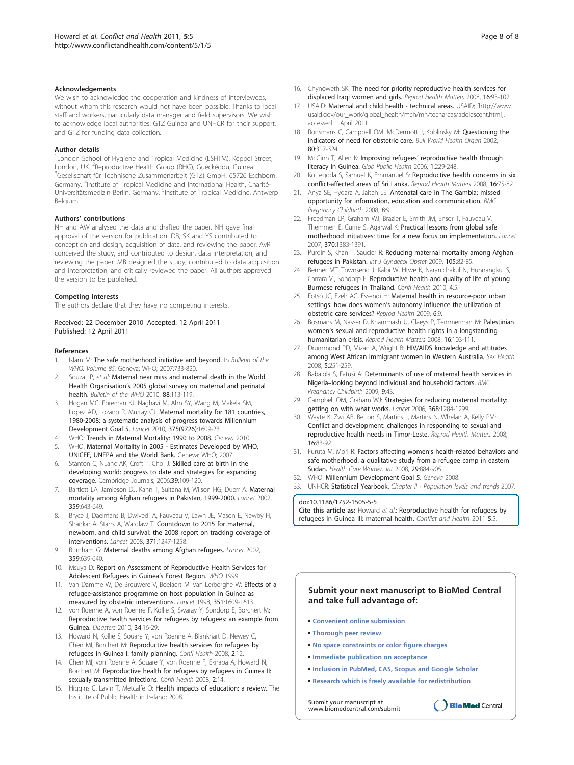## Acknowledgements

We wish to acknowledge the cooperation and kindness of interviewees, without whom this research would not have been possible. Thanks to local staff and workers, particularly data manager and field supervisors. We wish to acknowledge local authorities, GTZ Guinea and UNHCR for their support, and GTZ for funding data collection.

## Author details

[1]London School of Hygiene and Tropical Medicine (LSHTM), Keppel Street, London, UK. [2]Reproductive Health Group (RHG), Guéckédou, Guinea. [3]Gesellschaft für Technische Zusammenarbeit (GTZ) GmbH, 65726 Eschborn, Germany. [4]Institute of Tropical Medicine and International Health, Charité-Universitätsmedizin Berlin, Germany. [5]Institute of Tropical Medicine, Antwerp Belgium.

## Authors' contributions

NH and AW analysed the data and drafted the paper. NH gave final approval of the version for publication. DB, SK and YS contributed to conception and design, acquisition of data, and reviewing the paper. AvR conceived the study, and contributed to design, data interpretation, and reviewing the paper. MB designed the study, contributed to data acquisition and interpretation, and critically reviewed the paper. All authors approved the version to be published.

## Competing interests

The authors declare that they have no competing interests.

Received: 22 December 2010 Accepted: 12 April 2011
Published: 12 April 2011

## References

1. Islam M: **The safe motherhood initiative and beyond.** In *Bulletin of the WHO. Volume 85.* Geneva: WHO; 2007:733-820.
2. Souza JP, *et al*: **Maternal near miss and maternal death in the World Health Organisation's 2005 global survey on maternal and perinatal health.** *Bulletin of the WHO* 2010, **88**:113-119.
3. Hogan MC, Foreman KJ, Naghavi M, Ahn SY, Wang M, Makela SM, Lopez AD, Lozano R, Murray CJ: **Maternal mortality for 181 countries, 1980-2008: a systematic analysis of progress towards Millennium Development Goal 5.** *Lancet* 2010, 375(9726):1609-23.
4. WHO: **Trends in Maternal Mortality: 1990 to 2008.** *Geneva* 2010.
5. WHO: **Maternal Mortality in 2005 - Estimates Developed by WHO, UNICEF, UNFPA and the World Bank.** Geneva: WHO; 2007.
6. Stanton C, NLanc AK, Croft T, Choi J: **Skilled care at birth in the developing world: progress to date and strategies for expanding coverage.** Cambridge Journals; 2006:**39**:109-120.
7. Bartlett LA, Jamieson DJ, Kahn T, Sultana M, Wilson HG, Duerr A: **Maternal mortality among Afghan refugees in Pakistan, 1999-2000.** *Lancet* 2002, 359:643-649.
8. Bryce J, Daelmans B, Dwivedi A, Fauveau V, Lawn JE, Mason E, Newby H, Shankar A, Starrs A, Wardlaw T: **Countdown to 2015 for maternal, newborn, and child survival: the 2008 report on tracking coverage of interventions.** *Lancet* 2008, 371:1247-1258.
9. Burnham G: **Maternal deaths among Afghan refugees.** *Lancet* 2002, 359:639-640.
10. Msuya D: **Report on Assessment of Reproductive Health Services for Adolescent Refugees in Guinea's Forest Region.** *WHO* 1999.
11. Van Damme W, De Brouwere V, Boelaert M, Van Lerberghe W: **Effects of a refugee-assistance programme on host population in Guinea as measured by obstetric interventions.** *Lancet* 1998, 351:1609-1613.
12. von Roenne A, von Roenne F, Kollie S, Swaray Y, Sondorp E, Borchert M: **Reproductive health services for refugees by refugees: an example from Guinea.** *Disasters* 2010, 34:16-29.
13. Howard N, Kollie S, Souare Y, von Roenne A, Blankhart D, Newey C, Chen MI, Borchert M: **Reproductive health services for refugees by refugees in Guinea I: family planning.** *Confl Health* 2008, 2:12.
14. Chen MI, von Roenne A, Souare Y, von Roenne F, Ekirapa A, Howard N, Borchert M: **Reproductive health for refugees by refugees in Guinea II: sexually transmitted infections.** *Confl Health* 2008, 2:14.
15. Higgins C, Lavin T, Metcalfe O: **Health impacts of education: a review.** The Institute of Public Health in Ireland; 2008.
16. Chynoweth SK: **The need for priority reproductive health services for displaced Iraqi women and girls.** *Reprod Health Matters* 2008, **16**:93-102.
17. USAID: **Maternal and child health - technical areas.** USAID; [http://www.usaid.gov/our_work/global_health/mch/mh/techareas/adolescent.html], accessed 1 April 2011.
18. Ronsmans C, Campbell OM, McDermott J, Koblinsky M: **Questioning the indicators of need for obstetric care.** *Bull World Health Organ* 2002, **80**:317-324.
19. McGinn T, Allen K: **Improving refugees' reproductive health through literacy in Guinea.** *Glob Public Health* 2006, **1**:229-248.
20. Kottegoda S, Samuel K, Emmanuel S: **Reproductive health concerns in six conflict-affected areas of Sri Lanka.** *Reprod Health Matters* 2008, **16**:75-82.
21. Anya SE, Hydara A, Jaiteh LE: **Antenatal care in The Gambia: missed opportunity for information, education and communication.** *BMC Pregnancy Childbirth* 2008, **8**:9.
22. Freedman LP, Graham WJ, Brazier E, Smith JM, Ensor T, Fauveau V, Themmen E, Currie S, Agarwal K: **Practical lessons from global safe motherhood initiatives: time for a new focus on implementation.** *Lancet* 2007, **370**:1383-1391.
23. Purdin S, Khan T, Saucier R: **Reducing maternal mortality among Afghan refugees in Pakistan.** *Int J Gynaecol Obstet* 2009, **105**:82-85.
24. Benner MT, Townsend J, Kaloi W, Htwe K, Naranichakul N, Hunnangkul S, Carrara VI, Sondorp E: **Reproductive health and quality of life of young Burmese refugees in Thailand.** *Confl Health* 2010, **4**:5.
25. Fotso JC, Ezeh AC, Essendi H: **Maternal health in resource-poor urban settings: how does women's autonomy influence the utilization of obstetric care services?** *Reprod Health* 2009, **6**:9.
26. Bosmans M, Nasser D, Khammash U, Claeys P, Temmerman M: **Palestinian women's sexual and reproductive health rights in a longstanding humanitarian crisis.** *Reprod Health Matters* 2008, **16**:103-111.
27. Drummond PD, Mizan A, Wright B: **HIV/AIDS knowledge and attitudes among West African immigrant women in Western Australia.** *Sex Health* 2008, **5**:251-259.
28. Babalola S, Fatusi A: **Determinants of use of maternal health services in Nigeria–looking beyond individual and household factors.** *BMC Pregnancy Childbirth* 2009, **9**:43.
29. Campbell OM, Graham WJ: **Strategies for reducing maternal mortality: getting on with what works.** *Lancet* 2006, **368**:1284-1299.
30. Wayte K, Zwi AB, Belton S, Martins J, Martins N, Whelan A, Kelly PM: **Conflict and development: challenges in responding to sexual and reproductive health needs in Timor-Leste.** *Reprod Health Matters* 2008, **16**:83-92.
31. Furuta M, Mori R: **Factors affecting women's health-related behaviors and safe motherhood: a qualitative study from a refugee camp in eastern Sudan.** *Health Care Women Int* 2008, **29**:884-905.
32. WHO: **Millennium Development Goal 5.** *Geneva* 2008.
33. UNHCR: **Statistical Yearbook.** *Chapter II - Population levels and trends* 2007.

doi:10.1186/1752-1505-5-5
**Cite this article as:** Howard *et al.*: Reproductive health for refugees by refugees in Guinea III: maternal health. *Conflict and Health* 2011 **5**:5.

**Submit your next manuscript to BioMed Central and take full advantage of:**

- **Convenient online submission**
- **Thorough peer review**
- **No space constraints or color figure charges**
- **Immediate publication on acceptance**
- **Inclusion in PubMed, CAS, Scopus and Google Scholar**
- **Research which is freely available for redistribution**

Submit your manuscript at www.biomedcentral.com/submit

BioMed Central